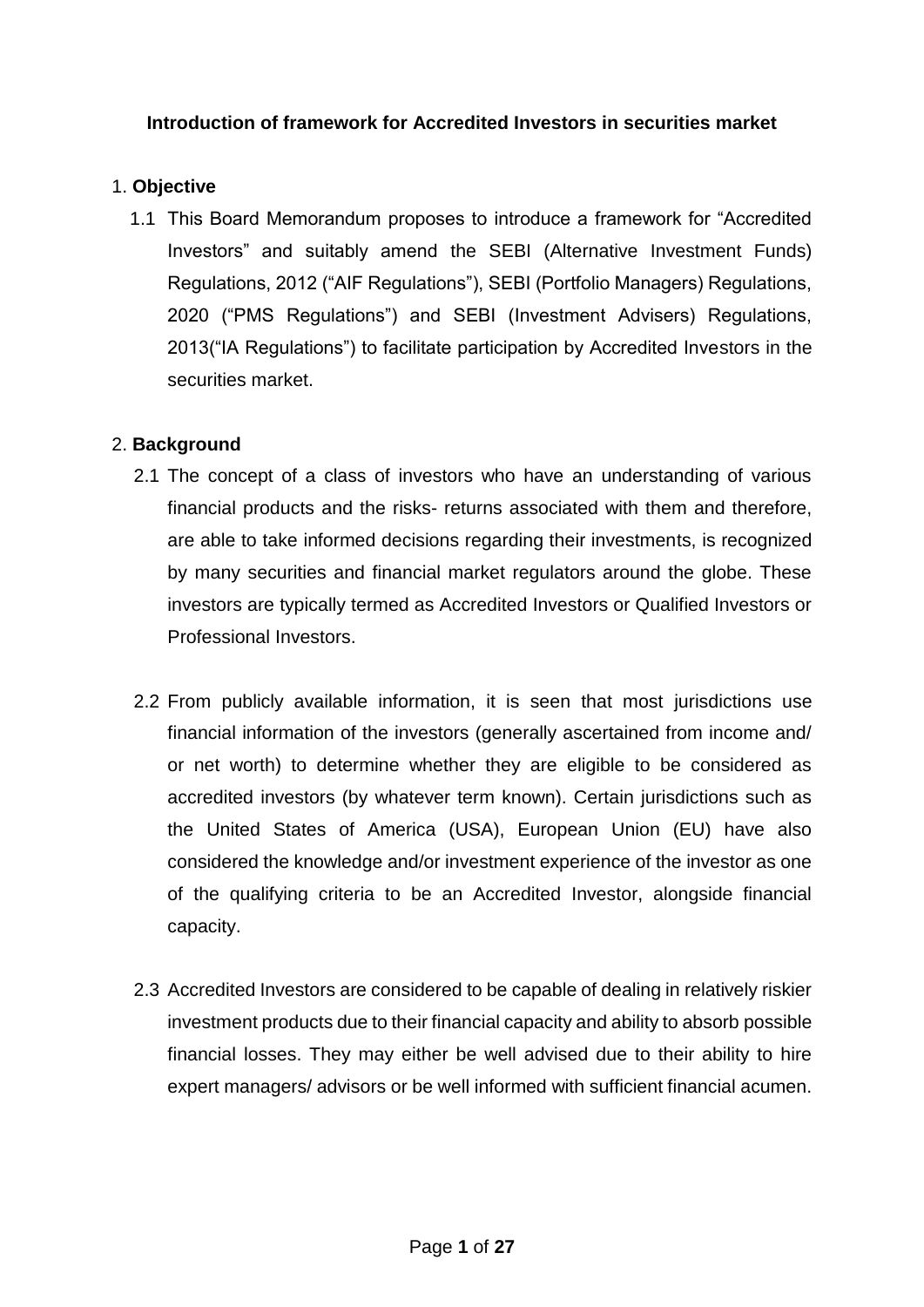**Introduction of framework for Accredited Investors in securities market**

1. **Objective**

1.1 This Board Memorandum proposes to introduce a framework for "Accredited Investors" and suitably amend the SEBI (Alternative Investment Funds) Regulations, 2012 ("AIF Regulations"), SEBI (Portfolio Managers) Regulations, 2020 ("PMS Regulations") and SEBI (Investment Advisers) Regulations, 2013("IA Regulations") to facilitate participation by Accredited Investors in the securities market.

2. **Background**

2.1 The concept of a class of investors who have an understanding of various financial products and the risks- returns associated with them and therefore, are able to take informed decisions regarding their investments, is recognized by many securities and financial market regulators around the globe. These investors are typically termed as Accredited Investors or Qualified Investors or Professional Investors.

2.2 From publicly available information, it is seen that most jurisdictions use financial information of the investors (generally ascertained from income and/ or net worth) to determine whether they are eligible to be considered as accredited investors (by whatever term known). Certain jurisdictions such as the United States of America (USA), European Union (EU) have also considered the knowledge and/or investment experience of the investor as one of the qualifying criteria to be an Accredited Investor, alongside financial capacity.

2.3 Accredited Investors are considered to be capable of dealing in relatively riskier investment products due to their financial capacity and ability to absorb possible financial losses. They may either be well advised due to their ability to hire expert managers/ advisors or be well informed with sufficient financial acumen.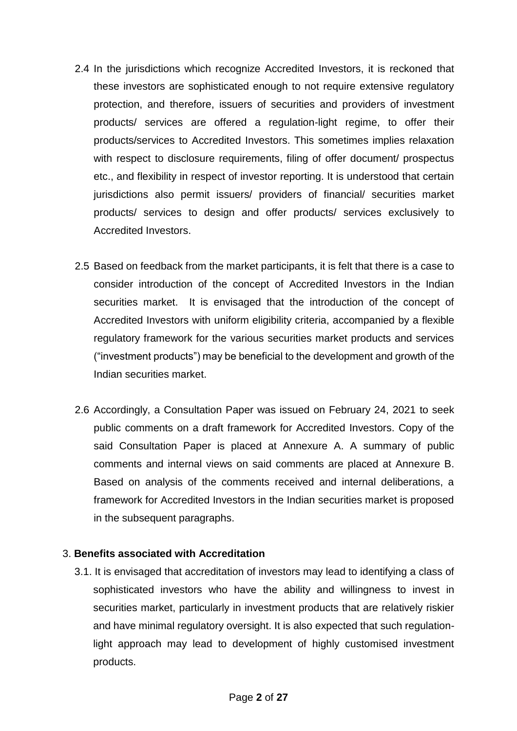2.4 In the jurisdictions which recognize Accredited Investors, it is reckoned that these investors are sophisticated enough to not require extensive regulatory protection, and therefore, issuers of securities and providers of investment products/ services are offered a regulation-light regime, to offer their products/services to Accredited Investors. This sometimes implies relaxation with respect to disclosure requirements, filing of offer document/ prospectus etc., and flexibility in respect of investor reporting. It is understood that certain jurisdictions also permit issuers/ providers of financial/ securities market products/ services to design and offer products/ services exclusively to Accredited Investors.

2.5 Based on feedback from the market participants, it is felt that there is a case to consider introduction of the concept of Accredited Investors in the Indian securities market. It is envisaged that the introduction of the concept of Accredited Investors with uniform eligibility criteria, accompanied by a flexible regulatory framework for the various securities market products and services ("investment products") may be beneficial to the development and growth of the Indian securities market.

2.6 Accordingly, a Consultation Paper was issued on February 24, 2021 to seek public comments on a draft framework for Accredited Investors. Copy of the said Consultation Paper is placed at Annexure A. A summary of public comments and internal views on said comments are placed at Annexure B. Based on analysis of the comments received and internal deliberations, a framework for Accredited Investors in the Indian securities market is proposed in the subsequent paragraphs.

3. **Benefits associated with Accreditation**

3.1. It is envisaged that accreditation of investors may lead to identifying a class of sophisticated investors who have the ability and willingness to invest in securities market, particularly in investment products that are relatively riskier and have minimal regulatory oversight. It is also expected that such regulation-light approach may lead to development of highly customised investment products.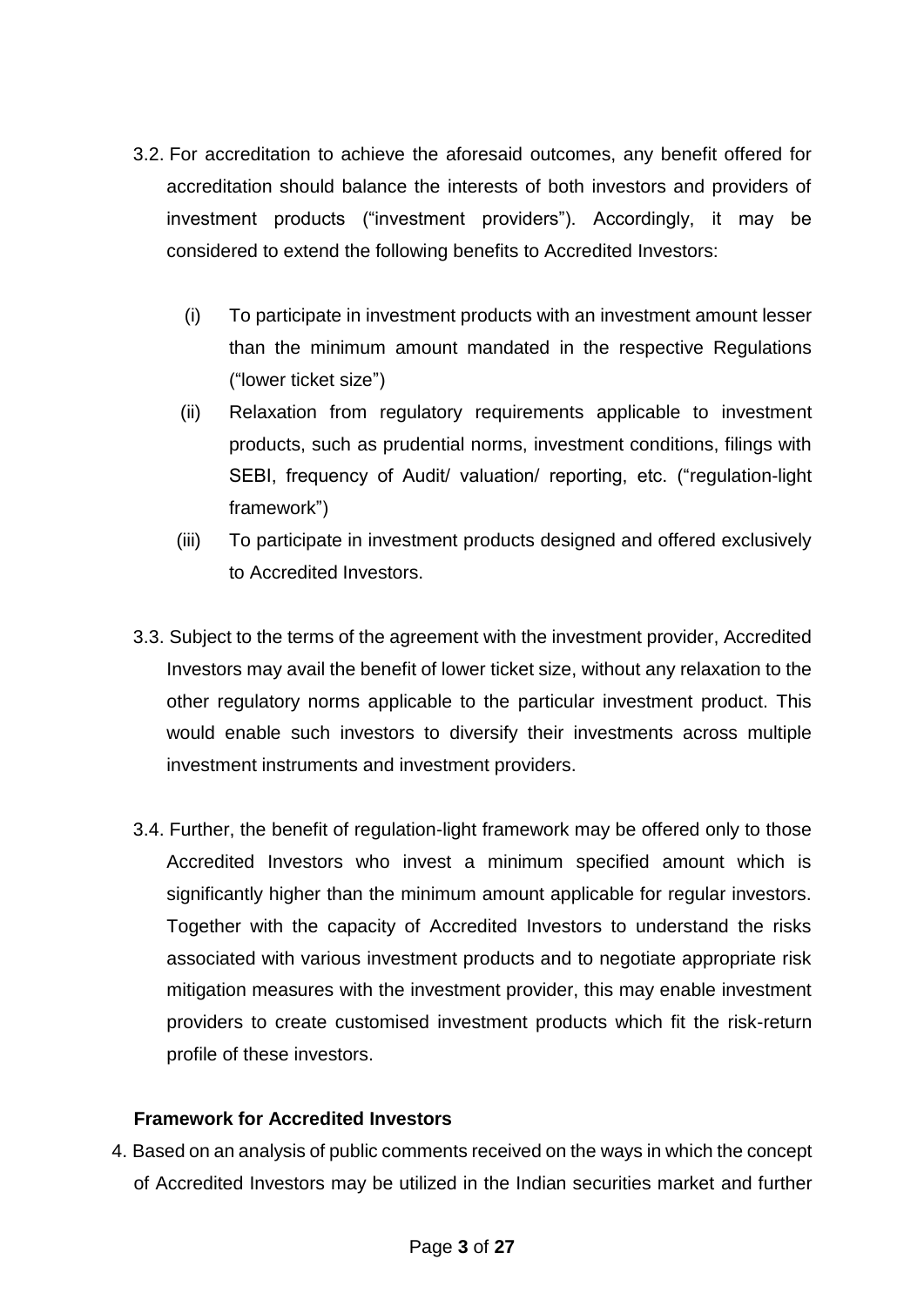3.2. For accreditation to achieve the aforesaid outcomes, any benefit offered for accreditation should balance the interests of both investors and providers of investment products ("investment providers"). Accordingly, it may be considered to extend the following benefits to Accredited Investors:

(i) To participate in investment products with an investment amount lesser than the minimum amount mandated in the respective Regulations ("lower ticket size")

(ii) Relaxation from regulatory requirements applicable to investment products, such as prudential norms, investment conditions, filings with SEBI, frequency of Audit/ valuation/ reporting, etc. ("regulation-light framework")

(iii) To participate in investment products designed and offered exclusively to Accredited Investors.

3.3. Subject to the terms of the agreement with the investment provider, Accredited Investors may avail the benefit of lower ticket size, without any relaxation to the other regulatory norms applicable to the particular investment product. This would enable such investors to diversify their investments across multiple investment instruments and investment providers.

3.4. Further, the benefit of regulation-light framework may be offered only to those Accredited Investors who invest a minimum specified amount which is significantly higher than the minimum amount applicable for regular investors. Together with the capacity of Accredited Investors to understand the risks associated with various investment products and to negotiate appropriate risk mitigation measures with the investment provider, this may enable investment providers to create customised investment products which fit the risk-return profile of these investors.

**Framework for Accredited Investors**

4. Based on an analysis of public comments received on the ways in which the concept of Accredited Investors may be utilized in the Indian securities market and further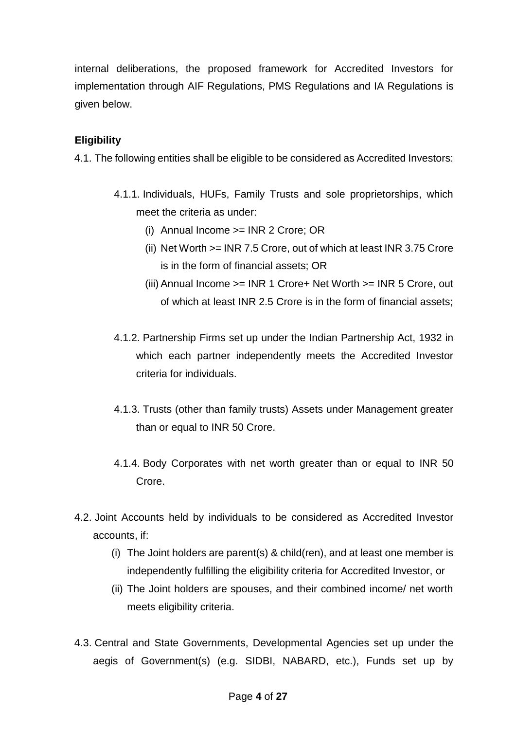internal deliberations, the proposed framework for Accredited Investors for implementation through AIF Regulations, PMS Regulations and IA Regulations is given below.

**Eligibility**

4.1. The following entities shall be eligible to be considered as Accredited Investors:

4.1.1. Individuals, HUFs, Family Trusts and sole proprietorships, which meet the criteria as under:

(i) Annual Income >= INR 2 Crore; OR

(ii) Net Worth >= INR 7.5 Crore, out of which at least INR 3.75 Crore is in the form of financial assets; OR

(iii) Annual Income >= INR 1 Crore+ Net Worth >= INR 5 Crore, out of which at least INR 2.5 Crore is in the form of financial assets;

4.1.2. Partnership Firms set up under the Indian Partnership Act, 1932 in which each partner independently meets the Accredited Investor criteria for individuals.

4.1.3. Trusts (other than family trusts) Assets under Management greater than or equal to INR 50 Crore.

4.1.4. Body Corporates with net worth greater than or equal to INR 50 Crore.

4.2. Joint Accounts held by individuals to be considered as Accredited Investor accounts, if:

(i) The Joint holders are parent(s) & child(ren), and at least one member is independently fulfilling the eligibility criteria for Accredited Investor, or

(ii) The Joint holders are spouses, and their combined income/ net worth meets eligibility criteria.

4.3. Central and State Governments, Developmental Agencies set up under the aegis of Government(s) (e.g. SIDBI, NABARD, etc.), Funds set up by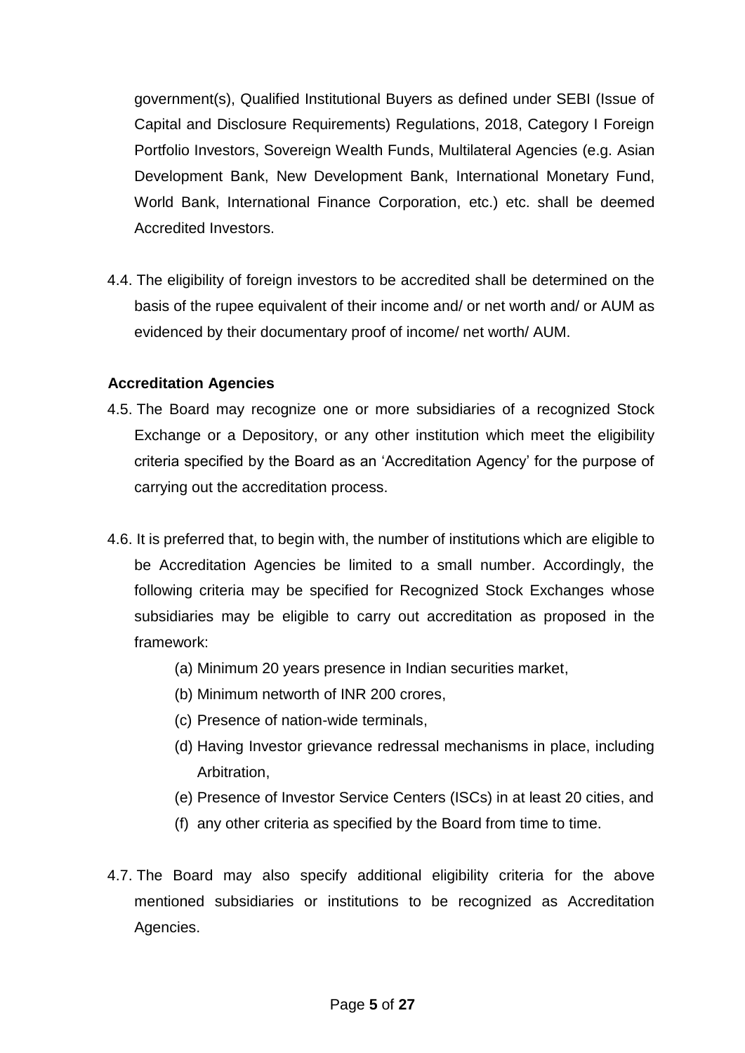government(s), Qualified Institutional Buyers as defined under SEBI (Issue of Capital and Disclosure Requirements) Regulations, 2018, Category I Foreign Portfolio Investors, Sovereign Wealth Funds, Multilateral Agencies (e.g. Asian Development Bank, New Development Bank, International Monetary Fund, World Bank, International Finance Corporation, etc.) etc. shall be deemed Accredited Investors.

4.4. The eligibility of foreign investors to be accredited shall be determined on the basis of the rupee equivalent of their income and/ or net worth and/ or AUM as evidenced by their documentary proof of income/ net worth/ AUM.

**Accreditation Agencies**

4.5. The Board may recognize one or more subsidiaries of a recognized Stock Exchange or a Depository, or any other institution which meet the eligibility criteria specified by the Board as an 'Accreditation Agency' for the purpose of carrying out the accreditation process.

4.6. It is preferred that, to begin with, the number of institutions which are eligible to be Accreditation Agencies be limited to a small number. Accordingly, the following criteria may be specified for Recognized Stock Exchanges whose subsidiaries may be eligible to carry out accreditation as proposed in the framework:

(a) Minimum 20 years presence in Indian securities market,

(b) Minimum networth of INR 200 crores,

(c) Presence of nation-wide terminals,

(d) Having Investor grievance redressal mechanisms in place, including Arbitration,

(e) Presence of Investor Service Centers (ISCs) in at least 20 cities, and

(f) any other criteria as specified by the Board from time to time.

4.7. The Board may also specify additional eligibility criteria for the above mentioned subsidiaries or institutions to be recognized as Accreditation Agencies.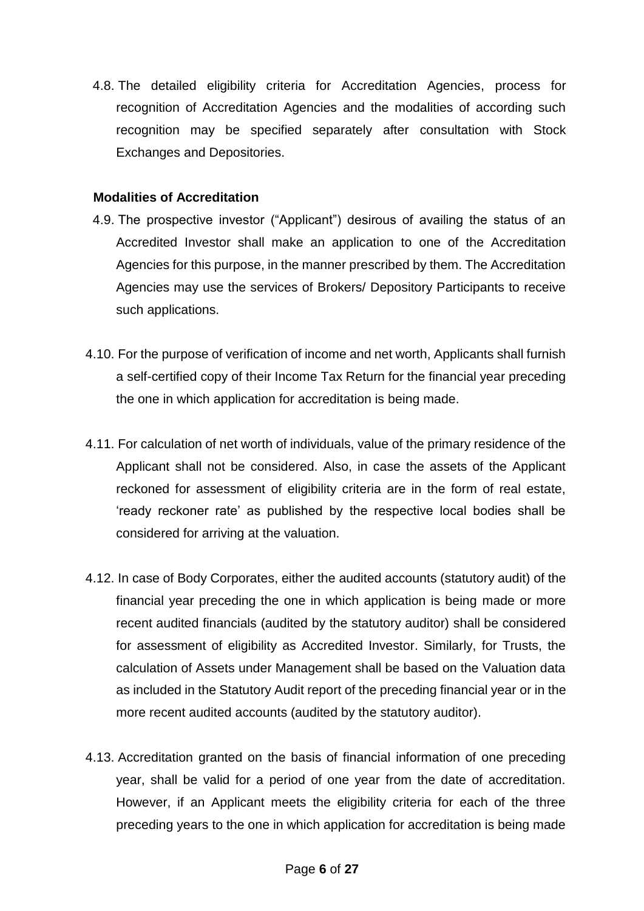4.8. The detailed eligibility criteria for Accreditation Agencies, process for recognition of Accreditation Agencies and the modalities of according such recognition may be specified separately after consultation with Stock Exchanges and Depositories.

**Modalities of Accreditation**

4.9. The prospective investor ("Applicant") desirous of availing the status of an Accredited Investor shall make an application to one of the Accreditation Agencies for this purpose, in the manner prescribed by them. The Accreditation Agencies may use the services of Brokers/ Depository Participants to receive such applications.

4.10. For the purpose of verification of income and net worth, Applicants shall furnish a self-certified copy of their Income Tax Return for the financial year preceding the one in which application for accreditation is being made.

4.11. For calculation of net worth of individuals, value of the primary residence of the Applicant shall not be considered. Also, in case the assets of the Applicant reckoned for assessment of eligibility criteria are in the form of real estate, 'ready reckoner rate' as published by the respective local bodies shall be considered for arriving at the valuation.

4.12. In case of Body Corporates, either the audited accounts (statutory audit) of the financial year preceding the one in which application is being made or more recent audited financials (audited by the statutory auditor) shall be considered for assessment of eligibility as Accredited Investor. Similarly, for Trusts, the calculation of Assets under Management shall be based on the Valuation data as included in the Statutory Audit report of the preceding financial year or in the more recent audited accounts (audited by the statutory auditor).

4.13. Accreditation granted on the basis of financial information of one preceding year, shall be valid for a period of one year from the date of accreditation. However, if an Applicant meets the eligibility criteria for each of the three preceding years to the one in which application for accreditation is being made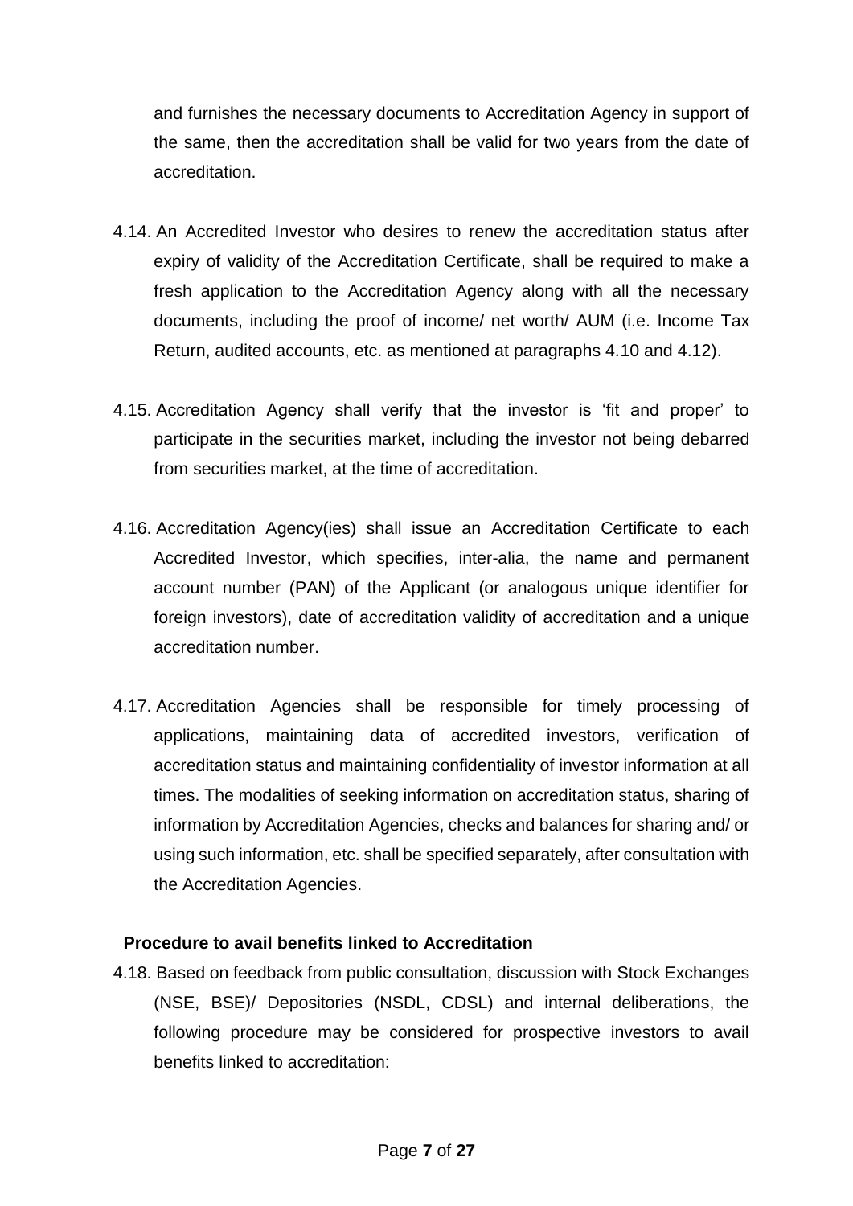and furnishes the necessary documents to Accreditation Agency in support of the same, then the accreditation shall be valid for two years from the date of accreditation.

4.14. An Accredited Investor who desires to renew the accreditation status after expiry of validity of the Accreditation Certificate, shall be required to make a fresh application to the Accreditation Agency along with all the necessary documents, including the proof of income/ net worth/ AUM (i.e. Income Tax Return, audited accounts, etc. as mentioned at paragraphs 4.10 and 4.12).

4.15. Accreditation Agency shall verify that the investor is 'fit and proper' to participate in the securities market, including the investor not being debarred from securities market, at the time of accreditation.

4.16. Accreditation Agency(ies) shall issue an Accreditation Certificate to each Accredited Investor, which specifies, inter-alia, the name and permanent account number (PAN) of the Applicant (or analogous unique identifier for foreign investors), date of accreditation validity of accreditation and a unique accreditation number.

4.17. Accreditation Agencies shall be responsible for timely processing of applications, maintaining data of accredited investors, verification of accreditation status and maintaining confidentiality of investor information at all times. The modalities of seeking information on accreditation status, sharing of information by Accreditation Agencies, checks and balances for sharing and/ or using such information, etc. shall be specified separately, after consultation with the Accreditation Agencies.

**Procedure to avail benefits linked to Accreditation**

4.18. Based on feedback from public consultation, discussion with Stock Exchanges (NSE, BSE)/ Depositories (NSDL, CDSL) and internal deliberations, the following procedure may be considered for prospective investors to avail benefits linked to accreditation: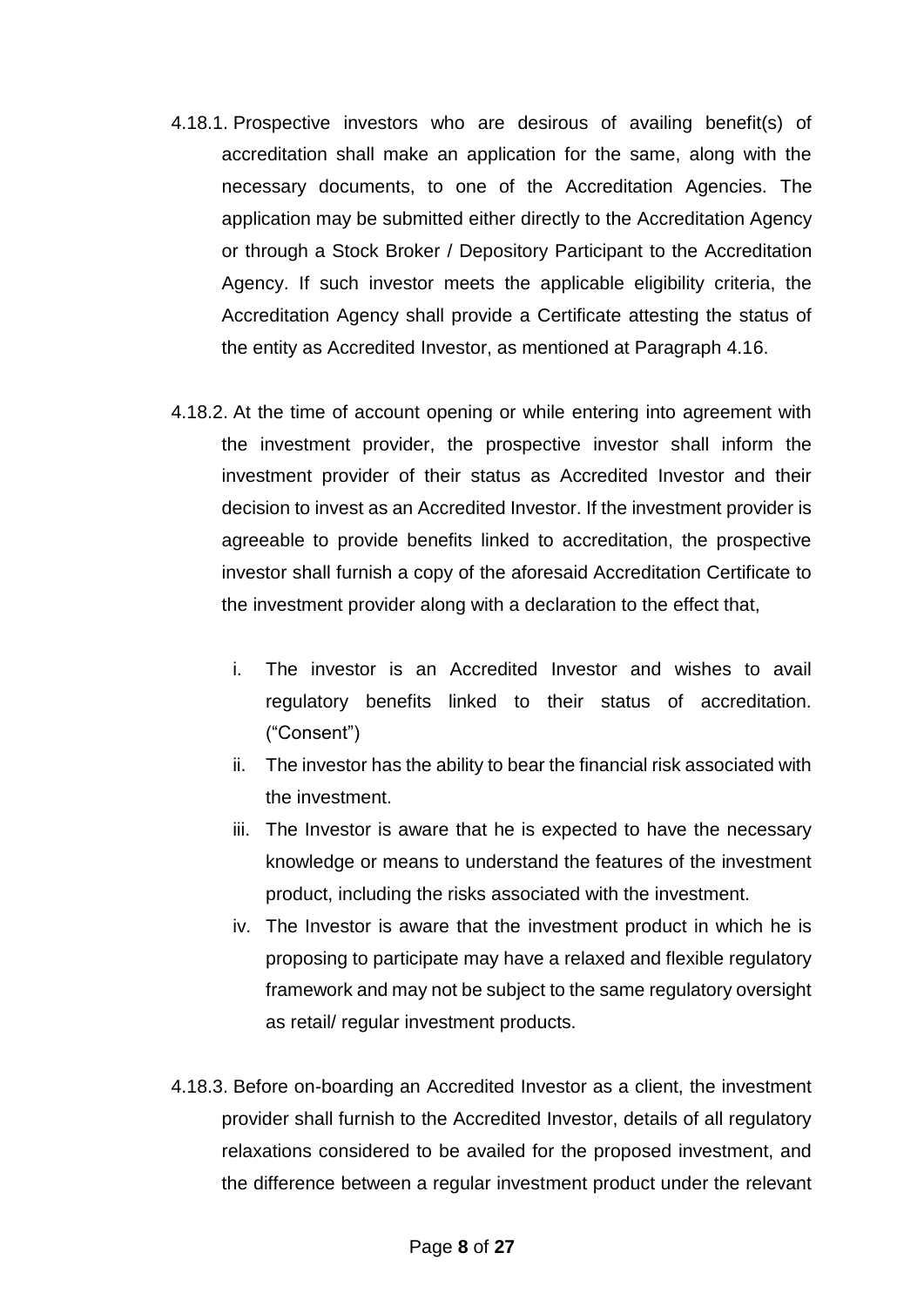4.18.1. Prospective investors who are desirous of availing benefit(s) of accreditation shall make an application for the same, along with the necessary documents, to one of the Accreditation Agencies. The application may be submitted either directly to the Accreditation Agency or through a Stock Broker / Depository Participant to the Accreditation Agency. If such investor meets the applicable eligibility criteria, the Accreditation Agency shall provide a Certificate attesting the status of the entity as Accredited Investor, as mentioned at Paragraph 4.16.

4.18.2. At the time of account opening or while entering into agreement with the investment provider, the prospective investor shall inform the investment provider of their status as Accredited Investor and their decision to invest as an Accredited Investor. If the investment provider is agreeable to provide benefits linked to accreditation, the prospective investor shall furnish a copy of the aforesaid Accreditation Certificate to the investment provider along with a declaration to the effect that,

i. The investor is an Accredited Investor and wishes to avail regulatory benefits linked to their status of accreditation. ("Consent")

ii. The investor has the ability to bear the financial risk associated with the investment.

iii. The Investor is aware that he is expected to have the necessary knowledge or means to understand the features of the investment product, including the risks associated with the investment.

iv. The Investor is aware that the investment product in which he is proposing to participate may have a relaxed and flexible regulatory framework and may not be subject to the same regulatory oversight as retail/ regular investment products.

4.18.3. Before on-boarding an Accredited Investor as a client, the investment provider shall furnish to the Accredited Investor, details of all regulatory relaxations considered to be availed for the proposed investment, and the difference between a regular investment product under the relevant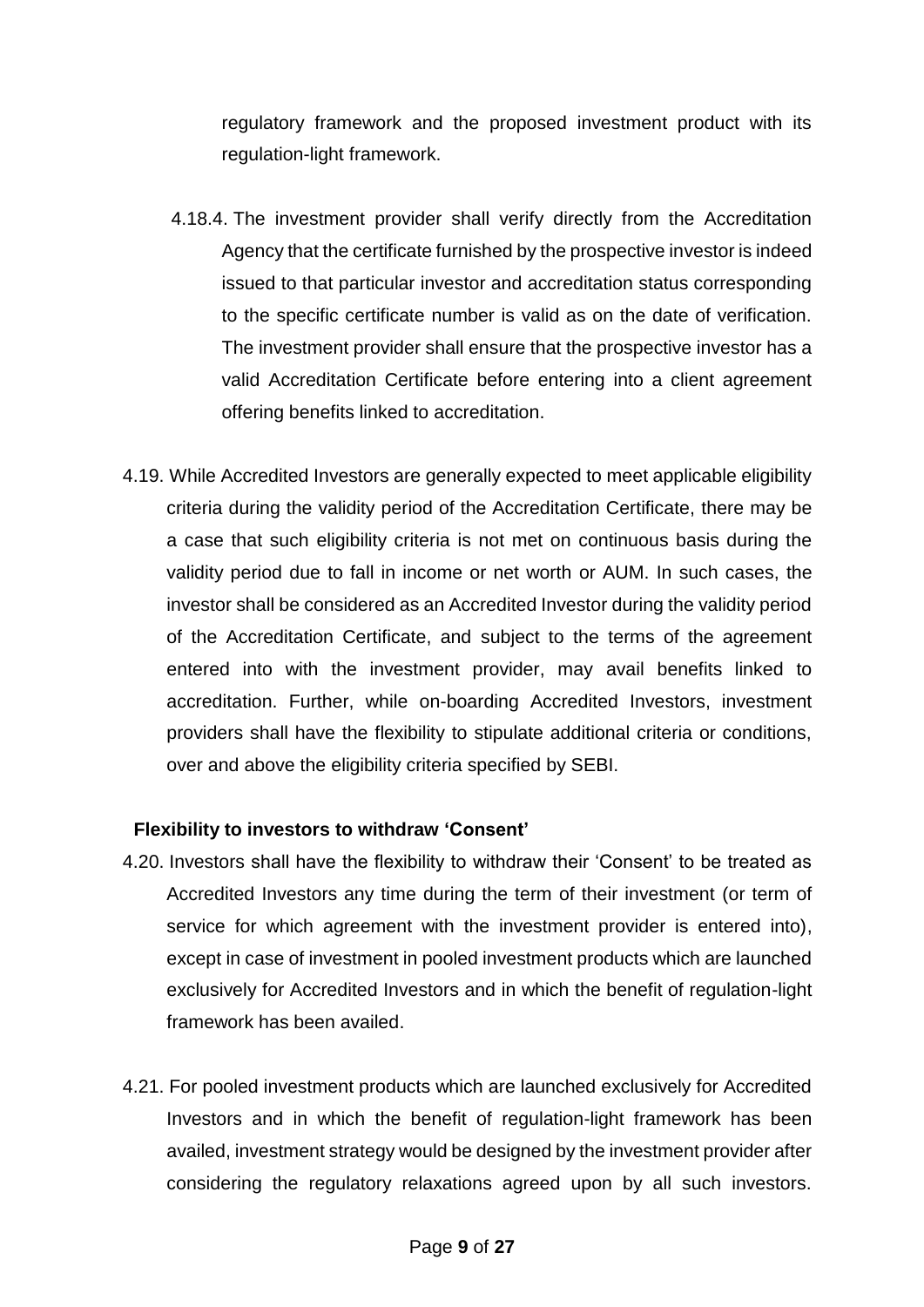regulatory framework and the proposed investment product with its regulation-light framework.

4.18.4. The investment provider shall verify directly from the Accreditation Agency that the certificate furnished by the prospective investor is indeed issued to that particular investor and accreditation status corresponding to the specific certificate number is valid as on the date of verification. The investment provider shall ensure that the prospective investor has a valid Accreditation Certificate before entering into a client agreement offering benefits linked to accreditation.

4.19. While Accredited Investors are generally expected to meet applicable eligibility criteria during the validity period of the Accreditation Certificate, there may be a case that such eligibility criteria is not met on continuous basis during the validity period due to fall in income or net worth or AUM. In such cases, the investor shall be considered as an Accredited Investor during the validity period of the Accreditation Certificate, and subject to the terms of the agreement entered into with the investment provider, may avail benefits linked to accreditation. Further, while on-boarding Accredited Investors, investment providers shall have the flexibility to stipulate additional criteria or conditions, over and above the eligibility criteria specified by SEBI.

**Flexibility to investors to withdraw 'Consent'**

4.20. Investors shall have the flexibility to withdraw their 'Consent' to be treated as Accredited Investors any time during the term of their investment (or term of service for which agreement with the investment provider is entered into), except in case of investment in pooled investment products which are launched exclusively for Accredited Investors and in which the benefit of regulation-light framework has been availed.

4.21. For pooled investment products which are launched exclusively for Accredited Investors and in which the benefit of regulation-light framework has been availed, investment strategy would be designed by the investment provider after considering the regulatory relaxations agreed upon by all such investors.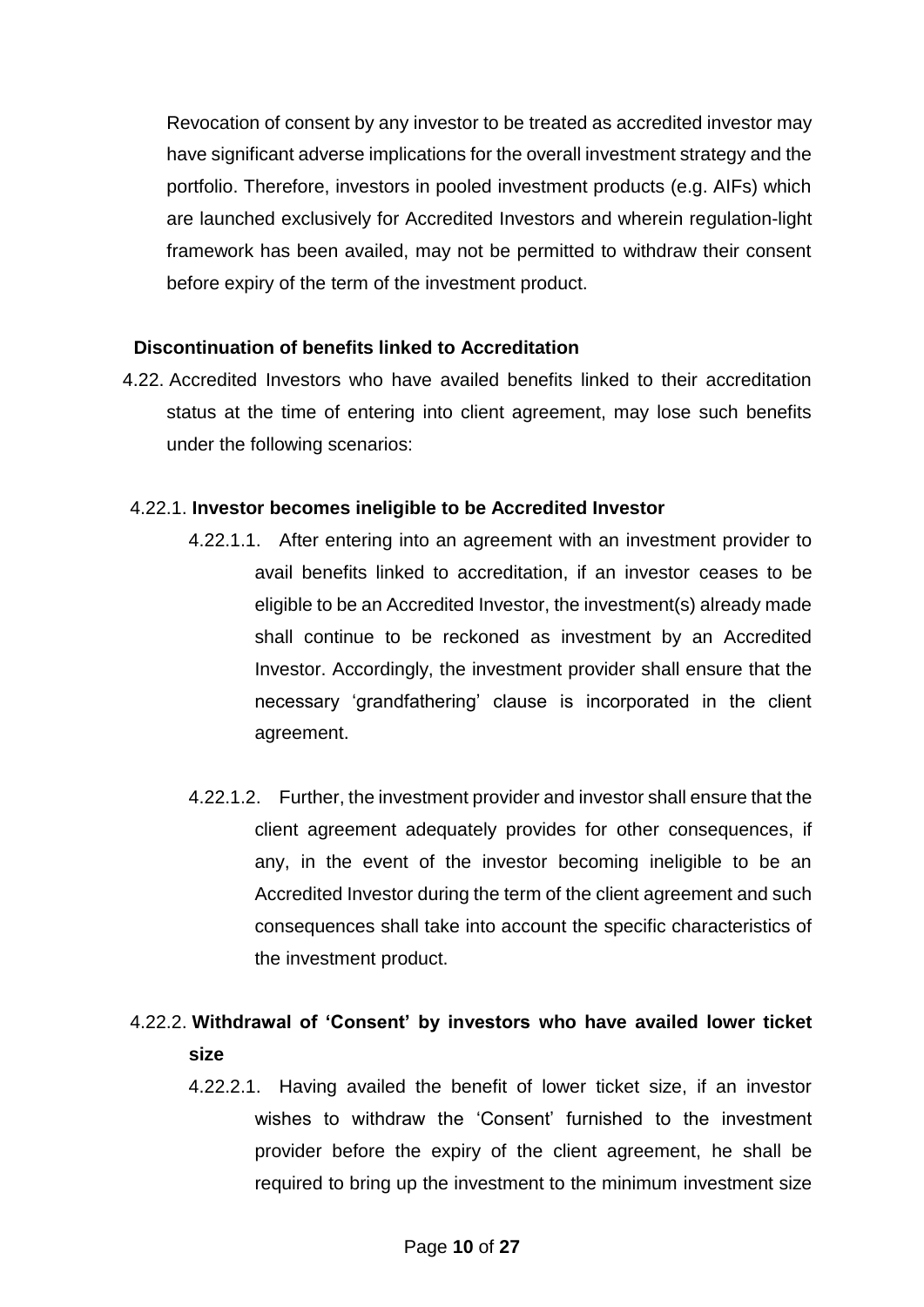Revocation of consent by any investor to be treated as accredited investor may have significant adverse implications for the overall investment strategy and the portfolio. Therefore, investors in pooled investment products (e.g. AIFs) which are launched exclusively for Accredited Investors and wherein regulation-light framework has been availed, may not be permitted to withdraw their consent before expiry of the term of the investment product.

**Discontinuation of benefits linked to Accreditation**

4.22. Accredited Investors who have availed benefits linked to their accreditation status at the time of entering into client agreement, may lose such benefits under the following scenarios:

4.22.1. **Investor becomes ineligible to be Accredited Investor**

4.22.1.1. After entering into an agreement with an investment provider to avail benefits linked to accreditation, if an investor ceases to be eligible to be an Accredited Investor, the investment(s) already made shall continue to be reckoned as investment by an Accredited Investor. Accordingly, the investment provider shall ensure that the necessary 'grandfathering' clause is incorporated in the client agreement.

4.22.1.2. Further, the investment provider and investor shall ensure that the client agreement adequately provides for other consequences, if any, in the event of the investor becoming ineligible to be an Accredited Investor during the term of the client agreement and such consequences shall take into account the specific characteristics of the investment product.

4.22.2. **Withdrawal of 'Consent' by investors who have availed lower ticket size**

4.22.2.1. Having availed the benefit of lower ticket size, if an investor wishes to withdraw the 'Consent' furnished to the investment provider before the expiry of the client agreement, he shall be required to bring up the investment to the minimum investment size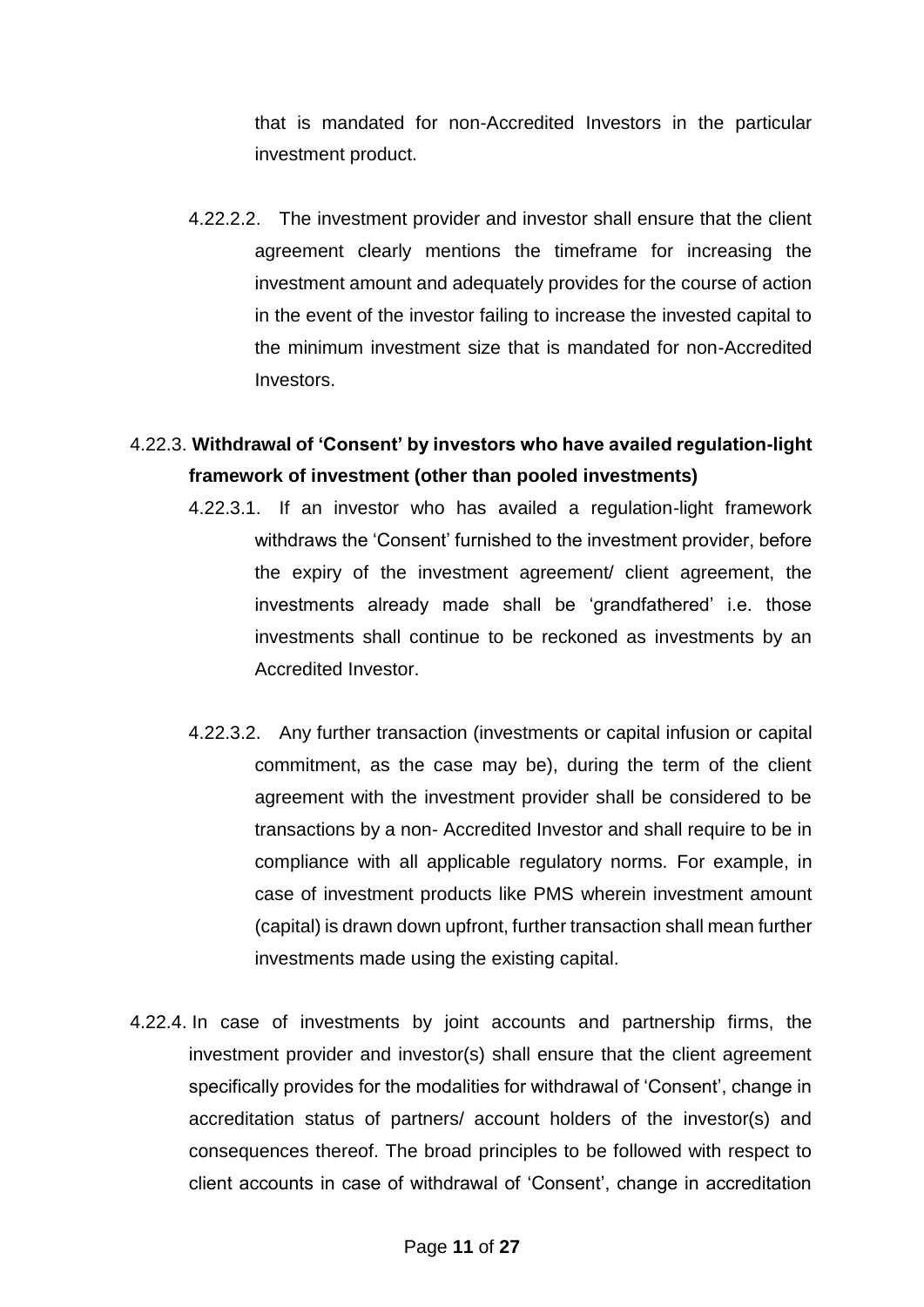that is mandated for non-Accredited Investors in the particular investment product.

4.22.2.2. The investment provider and investor shall ensure that the client agreement clearly mentions the timeframe for increasing the investment amount and adequately provides for the course of action in the event of the investor failing to increase the invested capital to the minimum investment size that is mandated for non-Accredited Investors.

4.22.3. **Withdrawal of 'Consent' by investors who have availed regulation-light framework of investment (other than pooled investments)**

4.22.3.1. If an investor who has availed a regulation-light framework withdraws the 'Consent' furnished to the investment provider, before the expiry of the investment agreement/ client agreement, the investments already made shall be 'grandfathered' i.e. those investments shall continue to be reckoned as investments by an Accredited Investor.

4.22.3.2. Any further transaction (investments or capital infusion or capital commitment, as the case may be), during the term of the client agreement with the investment provider shall be considered to be transactions by a non- Accredited Investor and shall require to be in compliance with all applicable regulatory norms. For example, in case of investment products like PMS wherein investment amount (capital) is drawn down upfront, further transaction shall mean further investments made using the existing capital.

4.22.4. In case of investments by joint accounts and partnership firms, the investment provider and investor(s) shall ensure that the client agreement specifically provides for the modalities for withdrawal of 'Consent', change in accreditation status of partners/ account holders of the investor(s) and consequences thereof. The broad principles to be followed with respect to client accounts in case of withdrawal of 'Consent', change in accreditation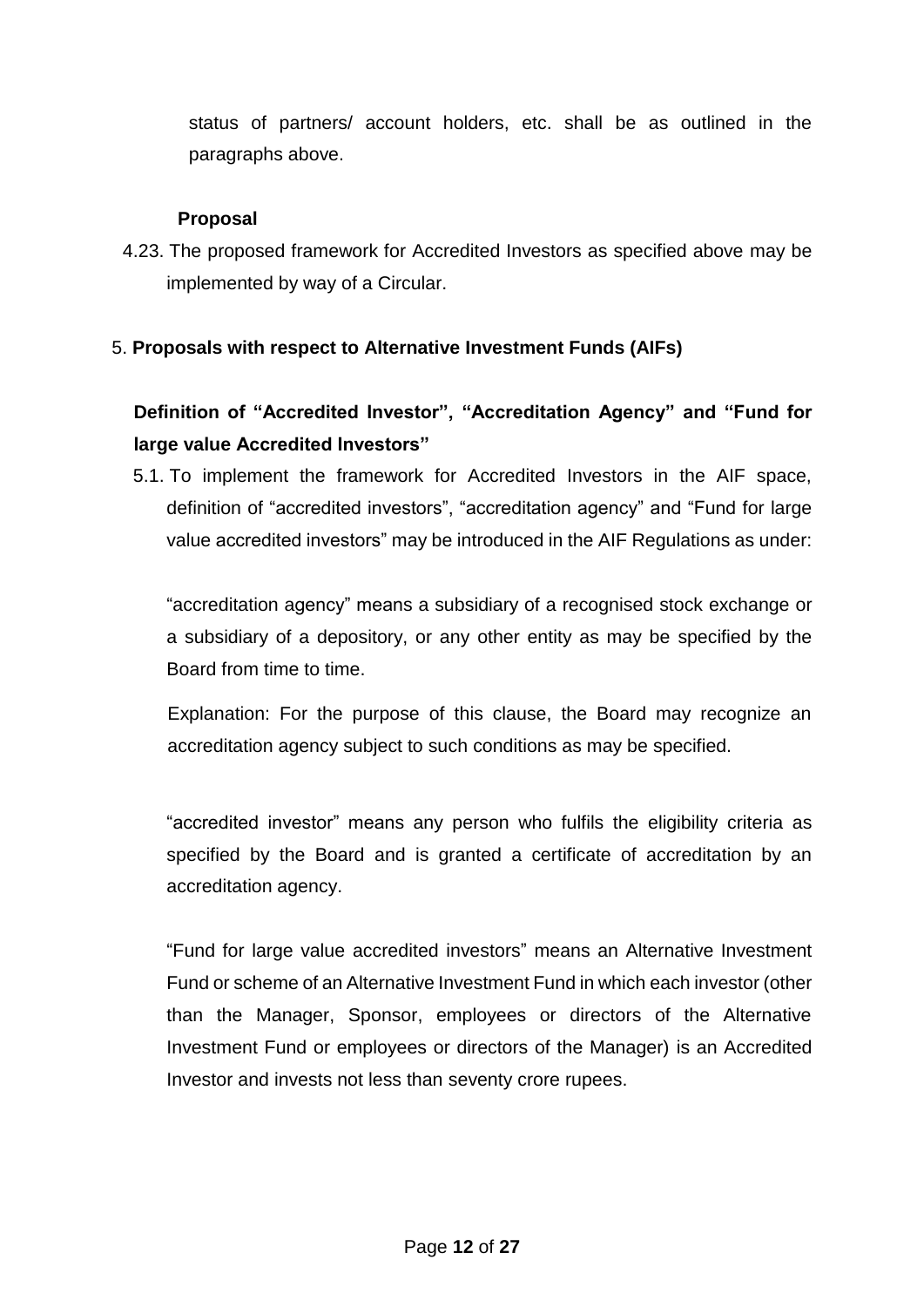status of partners/ account holders, etc. shall be as outlined in the paragraphs above.

**Proposal**

4.23. The proposed framework for Accredited Investors as specified above may be implemented by way of a Circular.

5. **Proposals with respect to Alternative Investment Funds (AIFs)**

**Definition of "Accredited Investor", "Accreditation Agency" and "Fund for large value Accredited Investors"**

5.1. To implement the framework for Accredited Investors in the AIF space, definition of "accredited investors", "accreditation agency" and "Fund for large value accredited investors" may be introduced in the AIF Regulations as under:

"accreditation agency" means a subsidiary of a recognised stock exchange or a subsidiary of a depository, or any other entity as may be specified by the Board from time to time.

Explanation: For the purpose of this clause, the Board may recognize an accreditation agency subject to such conditions as may be specified.

"accredited investor" means any person who fulfils the eligibility criteria as specified by the Board and is granted a certificate of accreditation by an accreditation agency.

"Fund for large value accredited investors" means an Alternative Investment Fund or scheme of an Alternative Investment Fund in which each investor (other than the Manager, Sponsor, employees or directors of the Alternative Investment Fund or employees or directors of the Manager) is an Accredited Investor and invests not less than seventy crore rupees.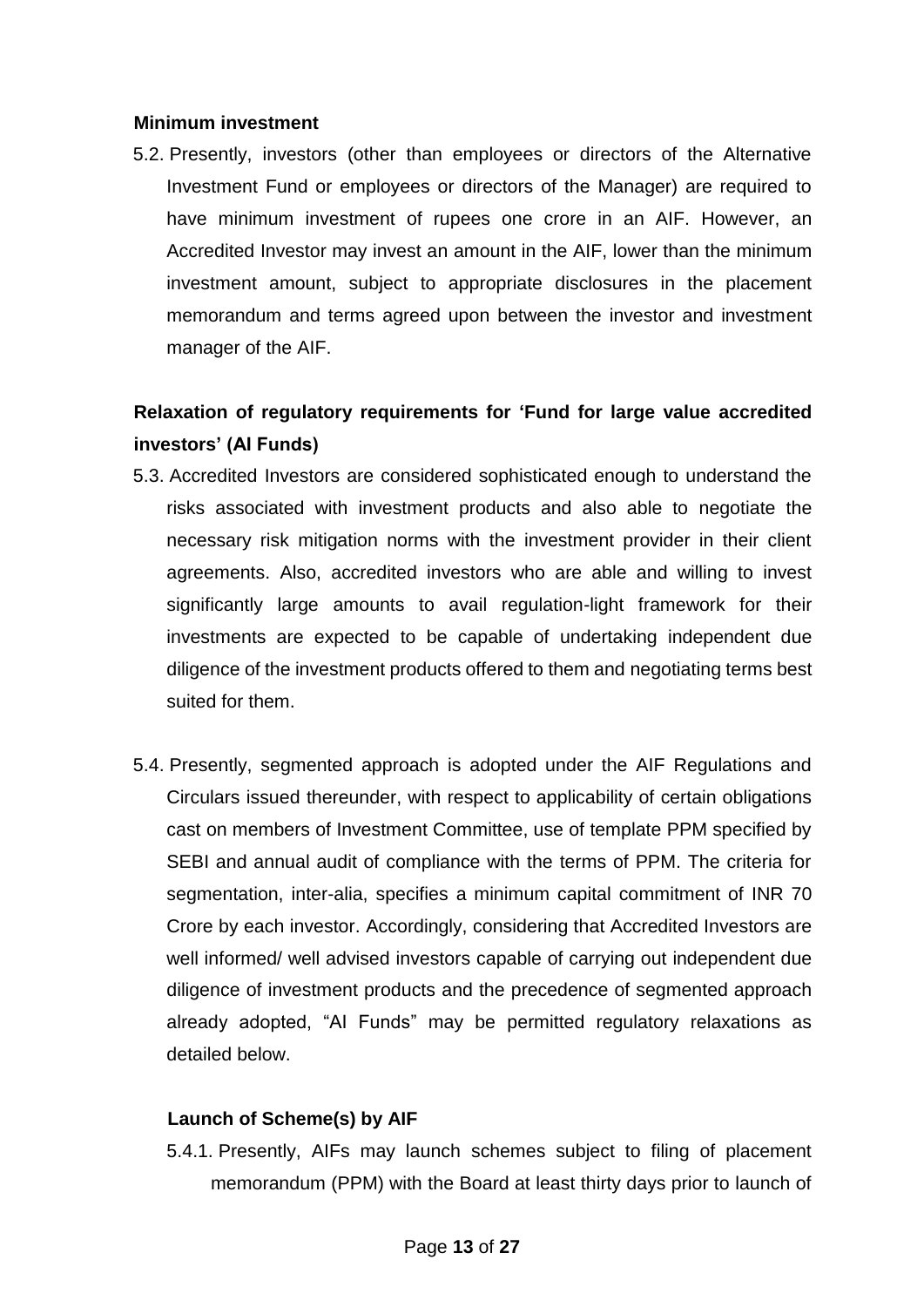**Minimum investment**

5.2. Presently, investors (other than employees or directors of the Alternative Investment Fund or employees or directors of the Manager) are required to have minimum investment of rupees one crore in an AIF. However, an Accredited Investor may invest an amount in the AIF, lower than the minimum investment amount, subject to appropriate disclosures in the placement memorandum and terms agreed upon between the investor and investment manager of the AIF.

**Relaxation of regulatory requirements for 'Fund for large value accredited investors' (AI Funds)**

5.3. Accredited Investors are considered sophisticated enough to understand the risks associated with investment products and also able to negotiate the necessary risk mitigation norms with the investment provider in their client agreements. Also, accredited investors who are able and willing to invest significantly large amounts to avail regulation-light framework for their investments are expected to be capable of undertaking independent due diligence of the investment products offered to them and negotiating terms best suited for them.

5.4. Presently, segmented approach is adopted under the AIF Regulations and Circulars issued thereunder, with respect to applicability of certain obligations cast on members of Investment Committee, use of template PPM specified by SEBI and annual audit of compliance with the terms of PPM. The criteria for segmentation, inter-alia, specifies a minimum capital commitment of INR 70 Crore by each investor. Accordingly, considering that Accredited Investors are well informed/ well advised investors capable of carrying out independent due diligence of investment products and the precedence of segmented approach already adopted, "AI Funds" may be permitted regulatory relaxations as detailed below.

**Launch of Scheme(s) by AIF**

5.4.1. Presently, AIFs may launch schemes subject to filing of placement memorandum (PPM) with the Board at least thirty days prior to launch of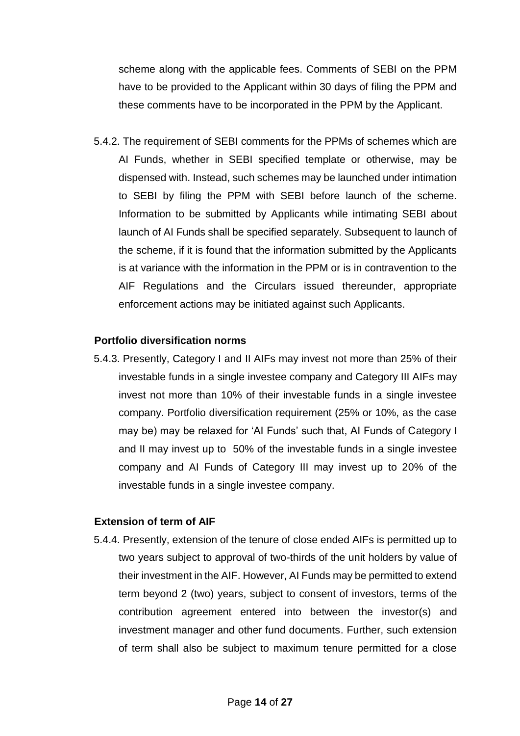scheme along with the applicable fees. Comments of SEBI on the PPM have to be provided to the Applicant within 30 days of filing the PPM and these comments have to be incorporated in the PPM by the Applicant.

5.4.2. The requirement of SEBI comments for the PPMs of schemes which are AI Funds, whether in SEBI specified template or otherwise, may be dispensed with. Instead, such schemes may be launched under intimation to SEBI by filing the PPM with SEBI before launch of the scheme. Information to be submitted by Applicants while intimating SEBI about launch of AI Funds shall be specified separately. Subsequent to launch of the scheme, if it is found that the information submitted by the Applicants is at variance with the information in the PPM or is in contravention to the AIF Regulations and the Circulars issued thereunder, appropriate enforcement actions may be initiated against such Applicants.

**Portfolio diversification norms**

5.4.3. Presently, Category I and II AIFs may invest not more than 25% of their investable funds in a single investee company and Category III AIFs may invest not more than 10% of their investable funds in a single investee company. Portfolio diversification requirement (25% or 10%, as the case may be) may be relaxed for 'AI Funds' such that, AI Funds of Category I and II may invest up to 50% of the investable funds in a single investee company and AI Funds of Category III may invest up to 20% of the investable funds in a single investee company.

**Extension of term of AIF**

5.4.4. Presently, extension of the tenure of close ended AIFs is permitted up to two years subject to approval of two-thirds of the unit holders by value of their investment in the AIF. However, AI Funds may be permitted to extend term beyond 2 (two) years, subject to consent of investors, terms of the contribution agreement entered into between the investor(s) and investment manager and other fund documents. Further, such extension of term shall also be subject to maximum tenure permitted for a close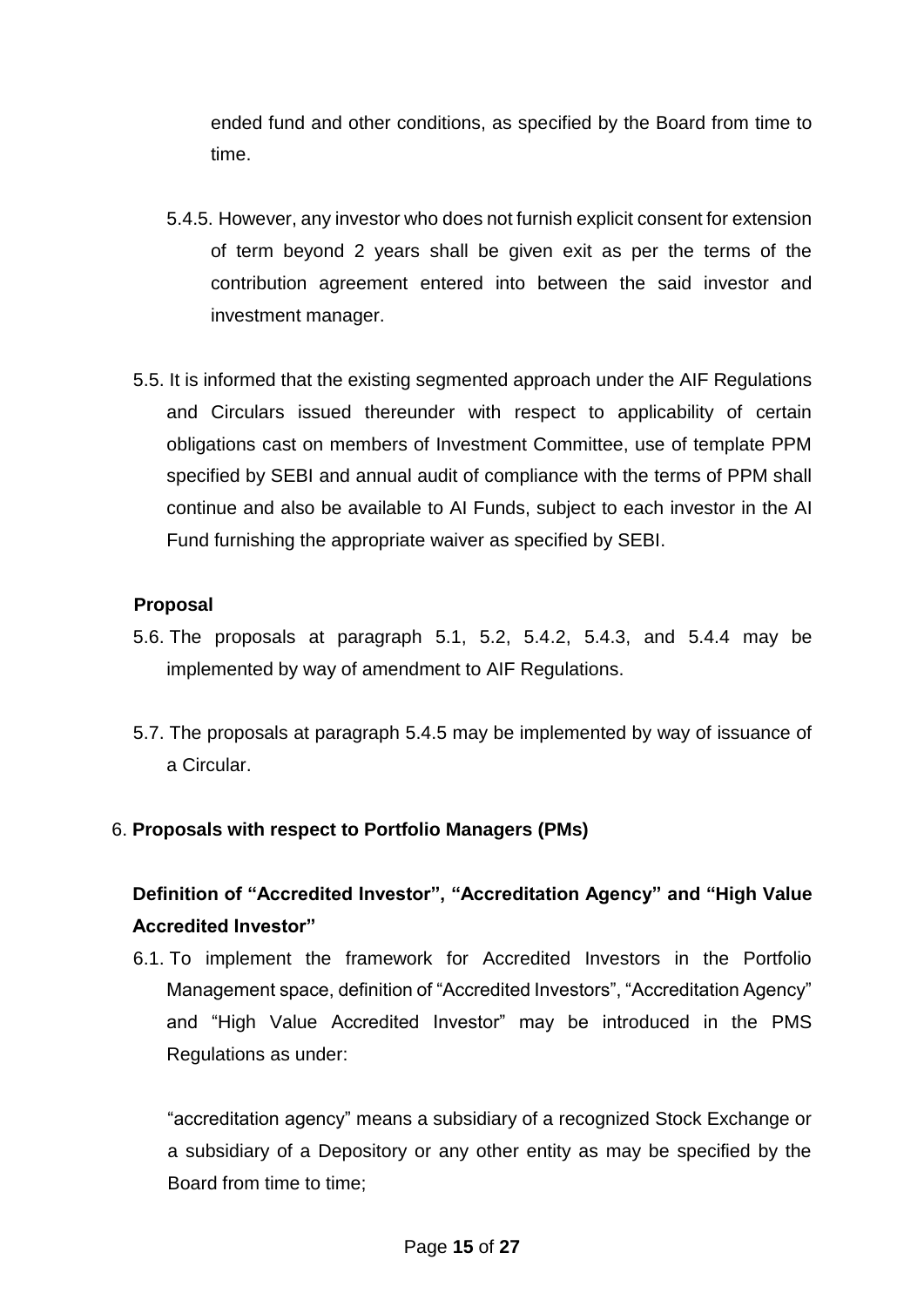ended fund and other conditions, as specified by the Board from time to time.

5.4.5. However, any investor who does not furnish explicit consent for extension of term beyond 2 years shall be given exit as per the terms of the contribution agreement entered into between the said investor and investment manager.

5.5. It is informed that the existing segmented approach under the AIF Regulations and Circulars issued thereunder with respect to applicability of certain obligations cast on members of Investment Committee, use of template PPM specified by SEBI and annual audit of compliance with the terms of PPM shall continue and also be available to AI Funds, subject to each investor in the AI Fund furnishing the appropriate waiver as specified by SEBI.

**Proposal**

5.6. The proposals at paragraph 5.1, 5.2, 5.4.2, 5.4.3, and 5.4.4 may be implemented by way of amendment to AIF Regulations.

5.7. The proposals at paragraph 5.4.5 may be implemented by way of issuance of a Circular.

6. **Proposals with respect to Portfolio Managers (PMs)**

**Definition of "Accredited Investor", "Accreditation Agency" and "High Value Accredited Investor"**

6.1. To implement the framework for Accredited Investors in the Portfolio Management space, definition of "Accredited Investors", "Accreditation Agency" and "High Value Accredited Investor" may be introduced in the PMS Regulations as under:

"accreditation agency" means a subsidiary of a recognized Stock Exchange or a subsidiary of a Depository or any other entity as may be specified by the Board from time to time;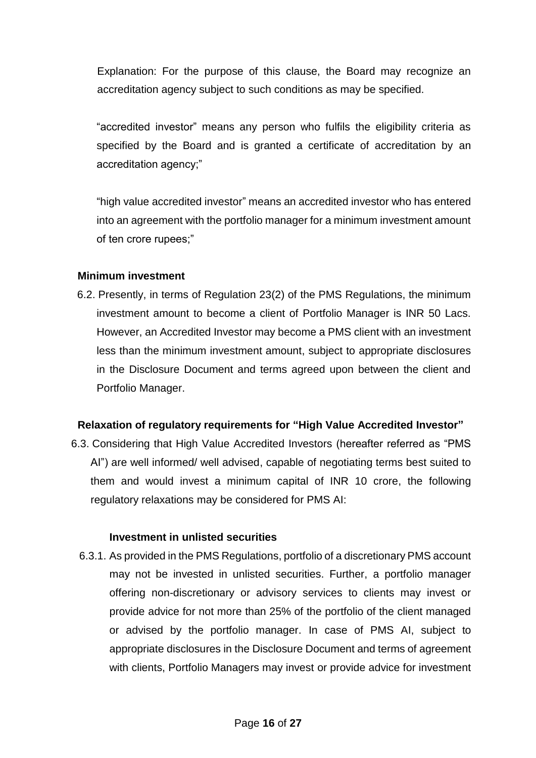Explanation: For the purpose of this clause, the Board may recognize an accreditation agency subject to such conditions as may be specified.

"accredited investor" means any person who fulfils the eligibility criteria as specified by the Board and is granted a certificate of accreditation by an accreditation agency;"

"high value accredited investor" means an accredited investor who has entered into an agreement with the portfolio manager for a minimum investment amount of ten crore rupees;"

**Minimum investment**

6.2. Presently, in terms of Regulation 23(2) of the PMS Regulations, the minimum investment amount to become a client of Portfolio Manager is INR 50 Lacs. However, an Accredited Investor may become a PMS client with an investment less than the minimum investment amount, subject to appropriate disclosures in the Disclosure Document and terms agreed upon between the client and Portfolio Manager.

**Relaxation of regulatory requirements for "High Value Accredited Investor"**

6.3. Considering that High Value Accredited Investors (hereafter referred as "PMS AI") are well informed/ well advised, capable of negotiating terms best suited to them and would invest a minimum capital of INR 10 crore, the following regulatory relaxations may be considered for PMS AI:

**Investment in unlisted securities**

6.3.1. As provided in the PMS Regulations, portfolio of a discretionary PMS account may not be invested in unlisted securities. Further, a portfolio manager offering non-discretionary or advisory services to clients may invest or provide advice for not more than 25% of the portfolio of the client managed or advised by the portfolio manager. In case of PMS AI, subject to appropriate disclosures in the Disclosure Document and terms of agreement with clients, Portfolio Managers may invest or provide advice for investment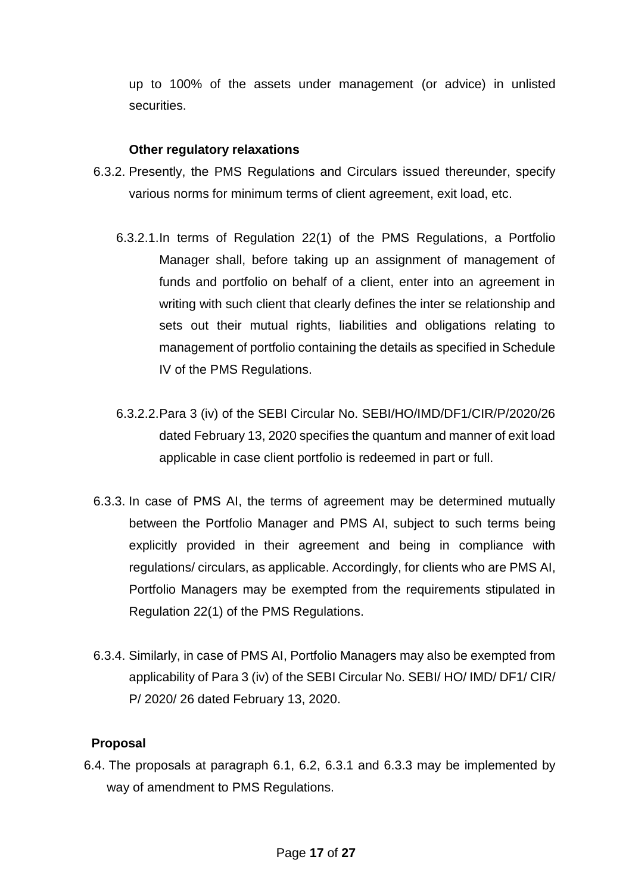up to 100% of the assets under management (or advice) in unlisted securities.

**Other regulatory relaxations**

6.3.2. Presently, the PMS Regulations and Circulars issued thereunder, specify various norms for minimum terms of client agreement, exit load, etc.

6.3.2.1. In terms of Regulation 22(1) of the PMS Regulations, a Portfolio Manager shall, before taking up an assignment of management of funds and portfolio on behalf of a client, enter into an agreement in writing with such client that clearly defines the inter se relationship and sets out their mutual rights, liabilities and obligations relating to management of portfolio containing the details as specified in Schedule IV of the PMS Regulations.

6.3.2.2. Para 3 (iv) of the SEBI Circular No. SEBI/HO/IMD/DF1/CIR/P/2020/26 dated February 13, 2020 specifies the quantum and manner of exit load applicable in case client portfolio is redeemed in part or full.

6.3.3. In case of PMS AI, the terms of agreement may be determined mutually between the Portfolio Manager and PMS AI, subject to such terms being explicitly provided in their agreement and being in compliance with regulations/ circulars, as applicable. Accordingly, for clients who are PMS AI, Portfolio Managers may be exempted from the requirements stipulated in Regulation 22(1) of the PMS Regulations.

6.3.4. Similarly, in case of PMS AI, Portfolio Managers may also be exempted from applicability of Para 3 (iv) of the SEBI Circular No. SEBI/ HO/ IMD/ DF1/ CIR/ P/ 2020/ 26 dated February 13, 2020.

**Proposal**

6.4. The proposals at paragraph 6.1, 6.2, 6.3.1 and 6.3.3 may be implemented by way of amendment to PMS Regulations.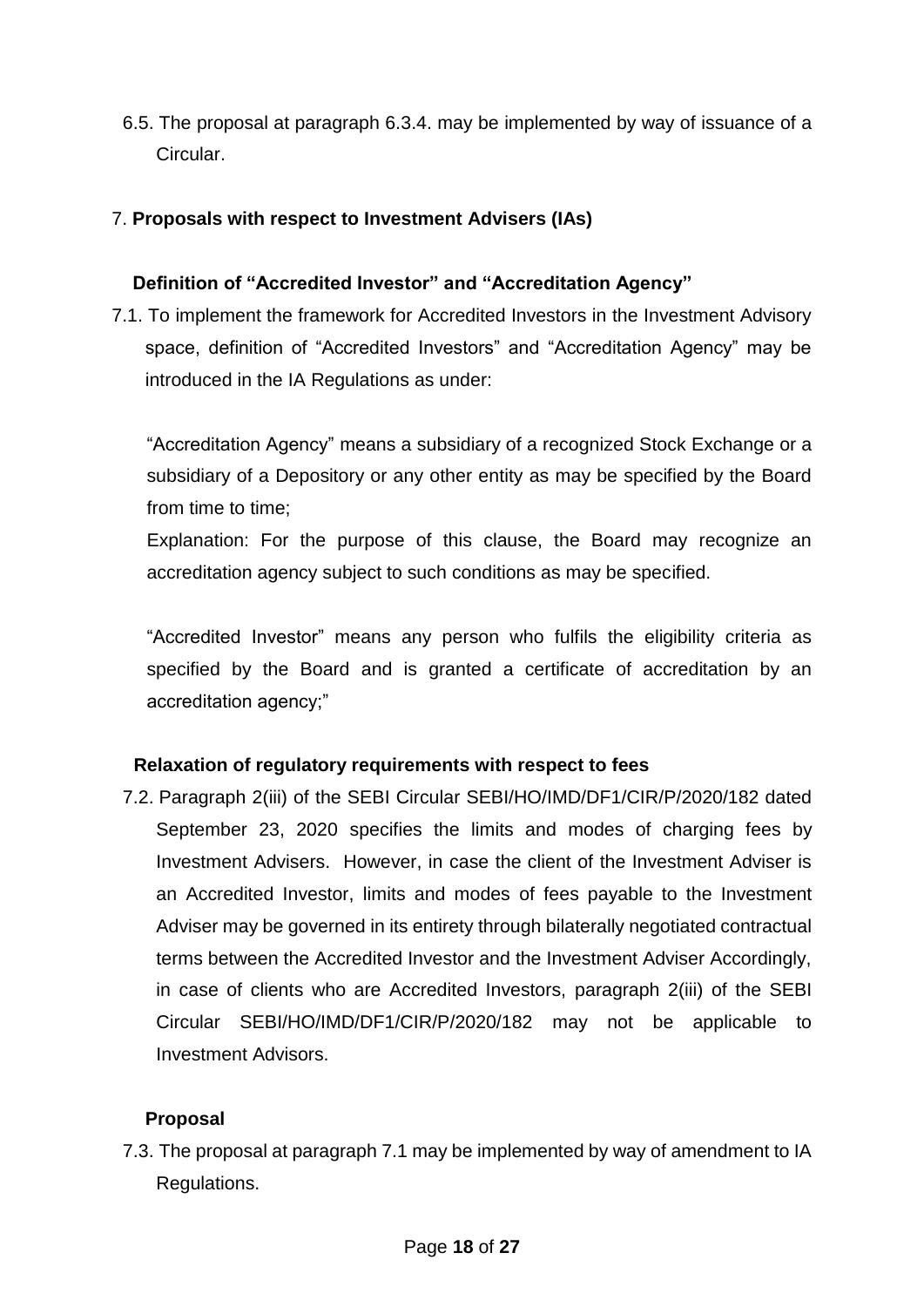6.5. The proposal at paragraph 6.3.4. may be implemented by way of issuance of a Circular.

7. **Proposals with respect to Investment Advisers (IAs)**

**Definition of "Accredited Investor" and "Accreditation Agency"**

7.1. To implement the framework for Accredited Investors in the Investment Advisory space, definition of "Accredited Investors" and "Accreditation Agency" may be introduced in the IA Regulations as under:

"Accreditation Agency" means a subsidiary of a recognized Stock Exchange or a subsidiary of a Depository or any other entity as may be specified by the Board from time to time;

Explanation: For the purpose of this clause, the Board may recognize an accreditation agency subject to such conditions as may be specified.

"Accredited Investor" means any person who fulfils the eligibility criteria as specified by the Board and is granted a certificate of accreditation by an accreditation agency;"

**Relaxation of regulatory requirements with respect to fees**

7.2. Paragraph 2(iii) of the SEBI Circular SEBI/HO/IMD/DF1/CIR/P/2020/182 dated September 23, 2020 specifies the limits and modes of charging fees by Investment Advisers. However, in case the client of the Investment Adviser is an Accredited Investor, limits and modes of fees payable to the Investment Adviser may be governed in its entirety through bilaterally negotiated contractual terms between the Accredited Investor and the Investment Adviser Accordingly, in case of clients who are Accredited Investors, paragraph 2(iii) of the SEBI Circular SEBI/HO/IMD/DF1/CIR/P/2020/182 may not be applicable to Investment Advisors.

**Proposal**

7.3. The proposal at paragraph 7.1 may be implemented by way of amendment to IA Regulations.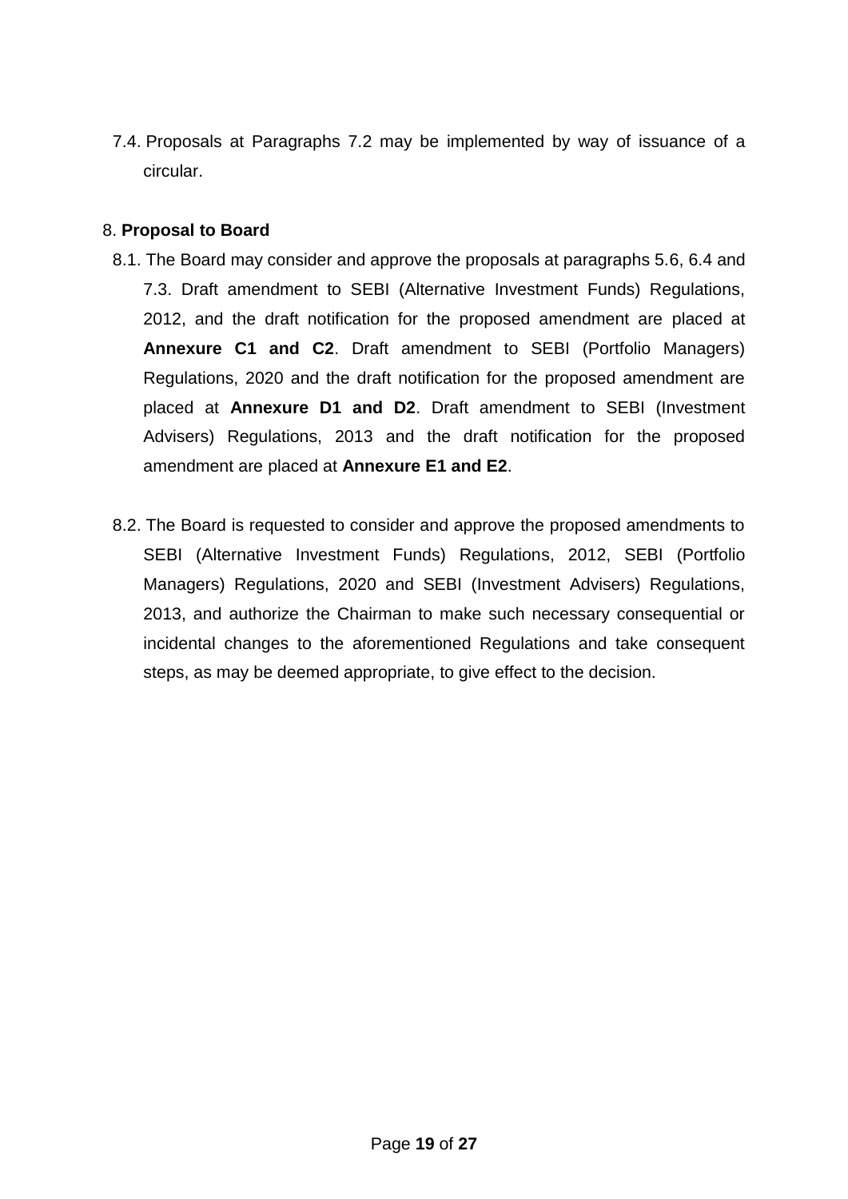7.4. Proposals at Paragraphs 7.2 may be implemented by way of issuance of a circular.

8. **Proposal to Board**

8.1. The Board may consider and approve the proposals at paragraphs 5.6, 6.4 and 7.3. Draft amendment to SEBI (Alternative Investment Funds) Regulations, 2012, and the draft notification for the proposed amendment are placed at **Annexure C1 and C2**. Draft amendment to SEBI (Portfolio Managers) Regulations, 2020 and the draft notification for the proposed amendment are placed at **Annexure D1 and D2**. Draft amendment to SEBI (Investment Advisers) Regulations, 2013 and the draft notification for the proposed amendment are placed at **Annexure E1 and E2**.

8.2. The Board is requested to consider and approve the proposed amendments to SEBI (Alternative Investment Funds) Regulations, 2012, SEBI (Portfolio Managers) Regulations, 2020 and SEBI (Investment Advisers) Regulations, 2013, and authorize the Chairman to make such necessary consequential or incidental changes to the aforementioned Regulations and take consequent steps, as may be deemed appropriate, to give effect to the decision.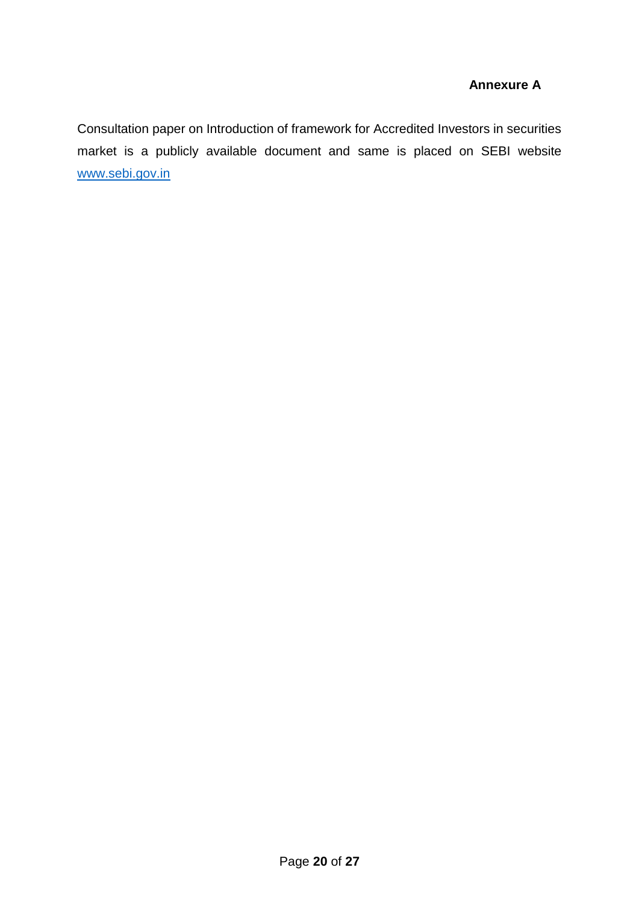**Annexure A**

Consultation paper on Introduction of framework for Accredited Investors in securities market is a publicly available document and same is placed on SEBI website [www.sebi.gov.in](http://www.sebi.gov.in)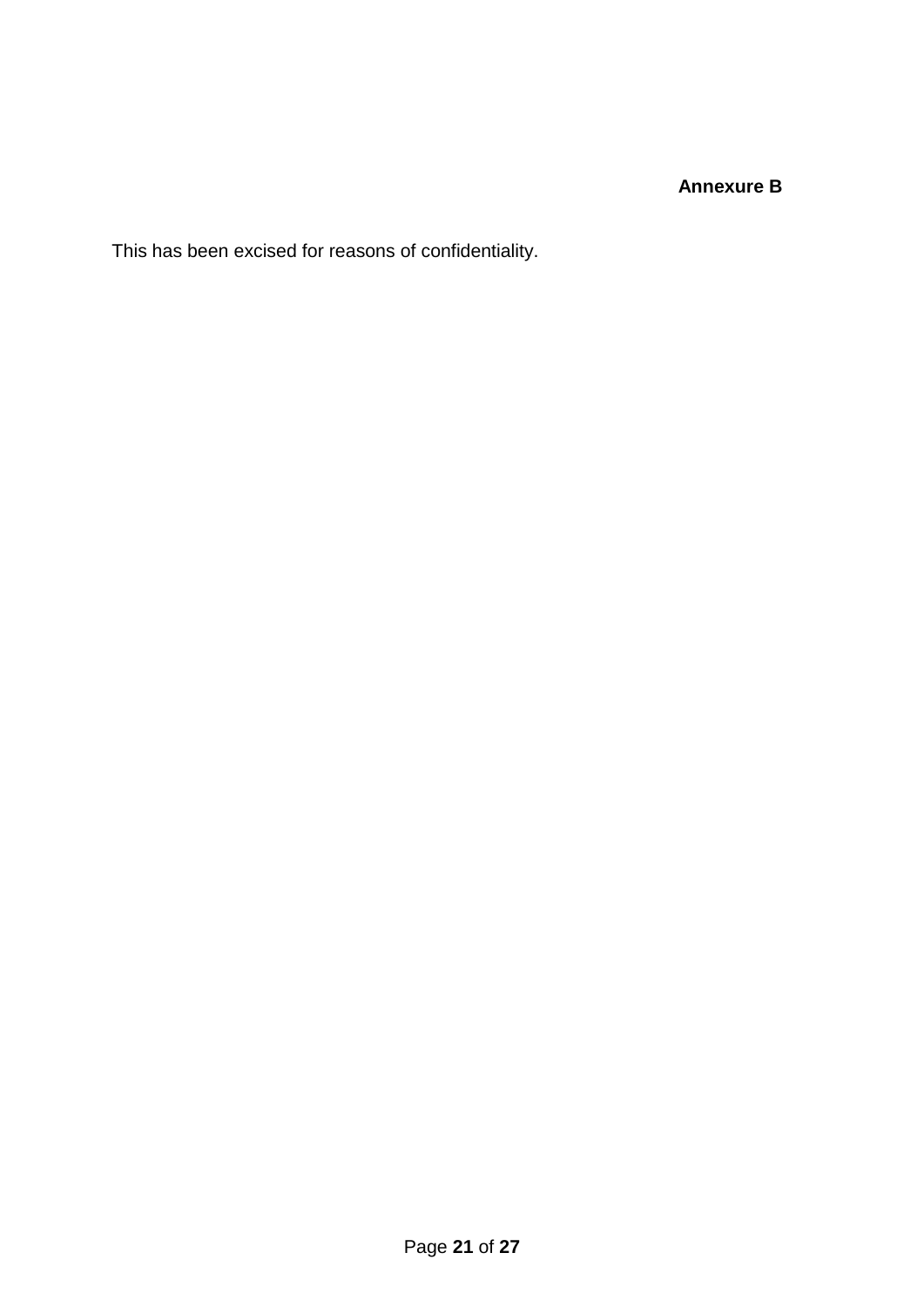**Annexure B**

This has been excised for reasons of confidentiality.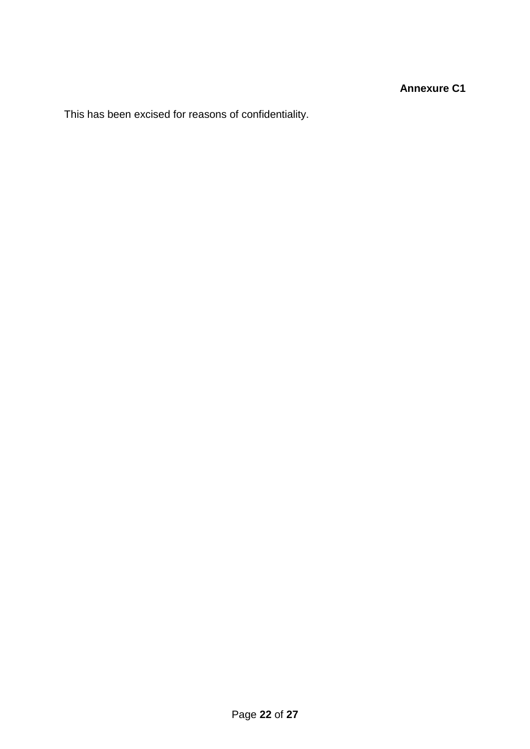**Annexure C1**

This has been excised for reasons of confidentiality.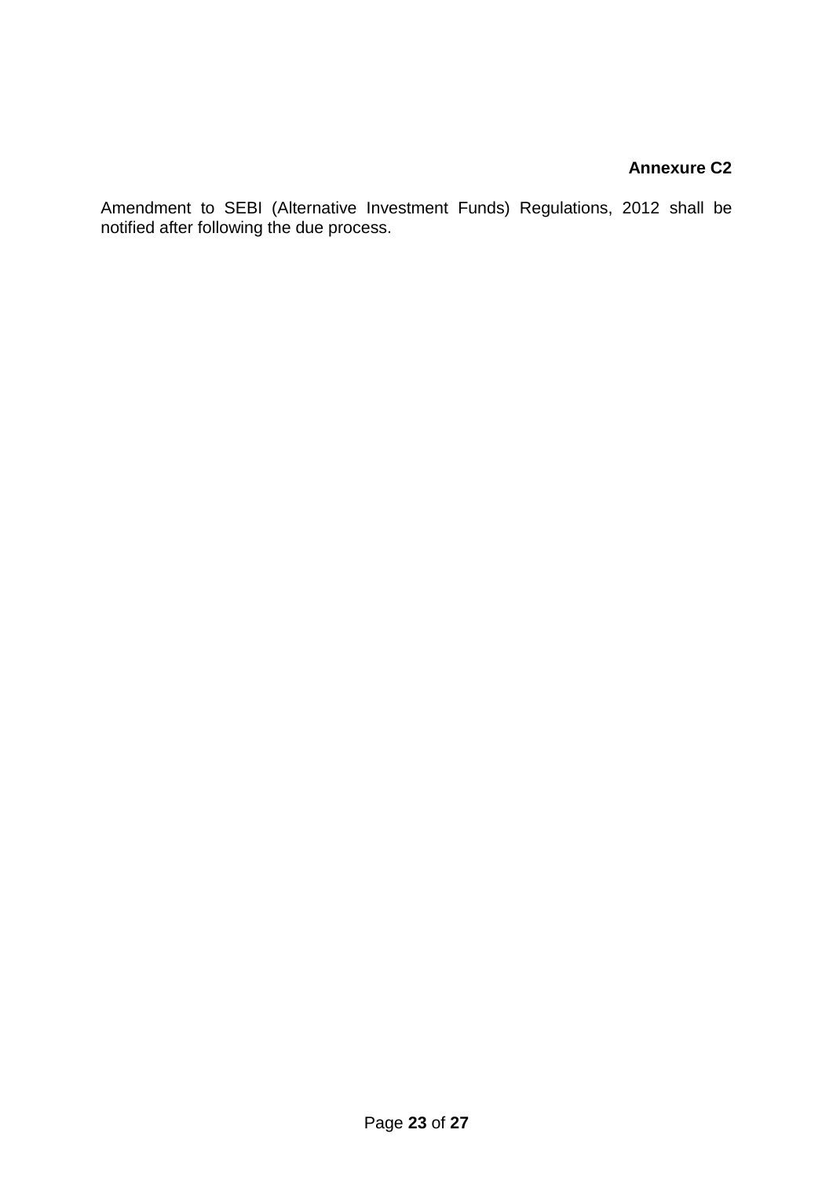**Annexure C2**

Amendment to SEBI (Alternative Investment Funds) Regulations, 2012 shall be notified after following the due process.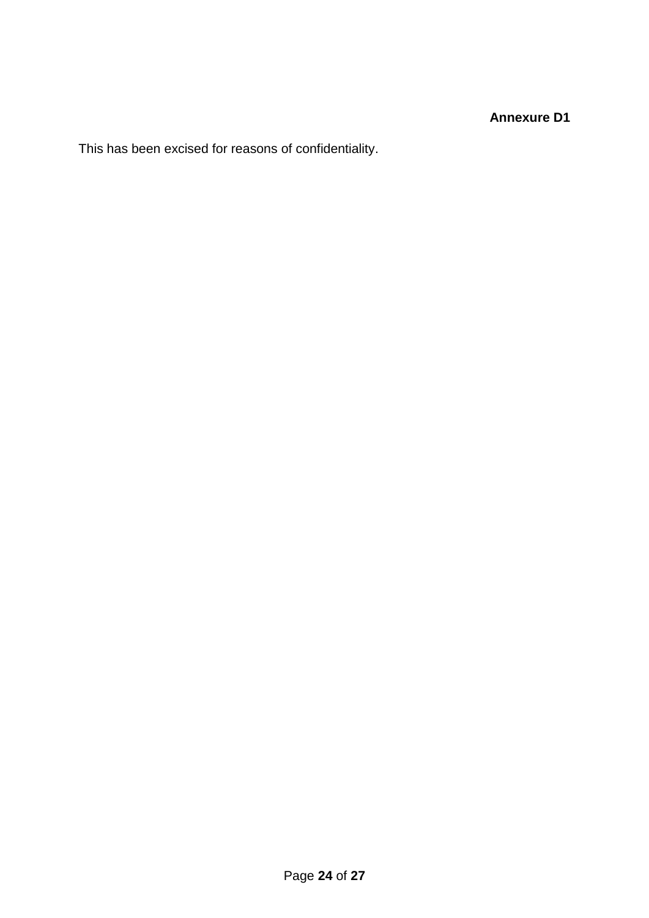**Annexure D1**

This has been excised for reasons of confidentiality.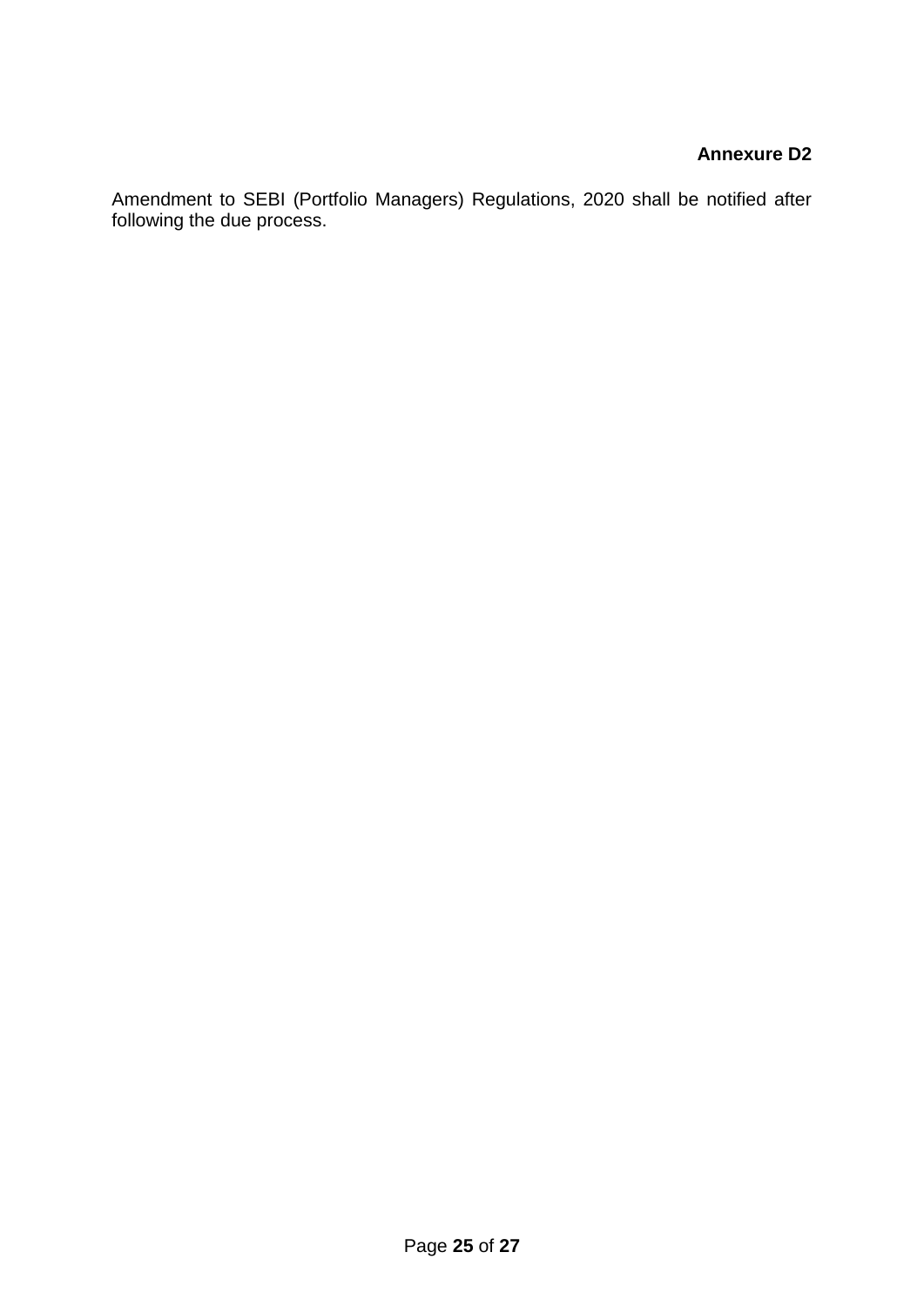**Annexure D2**

Amendment to SEBI (Portfolio Managers) Regulations, 2020 shall be notified after following the due process.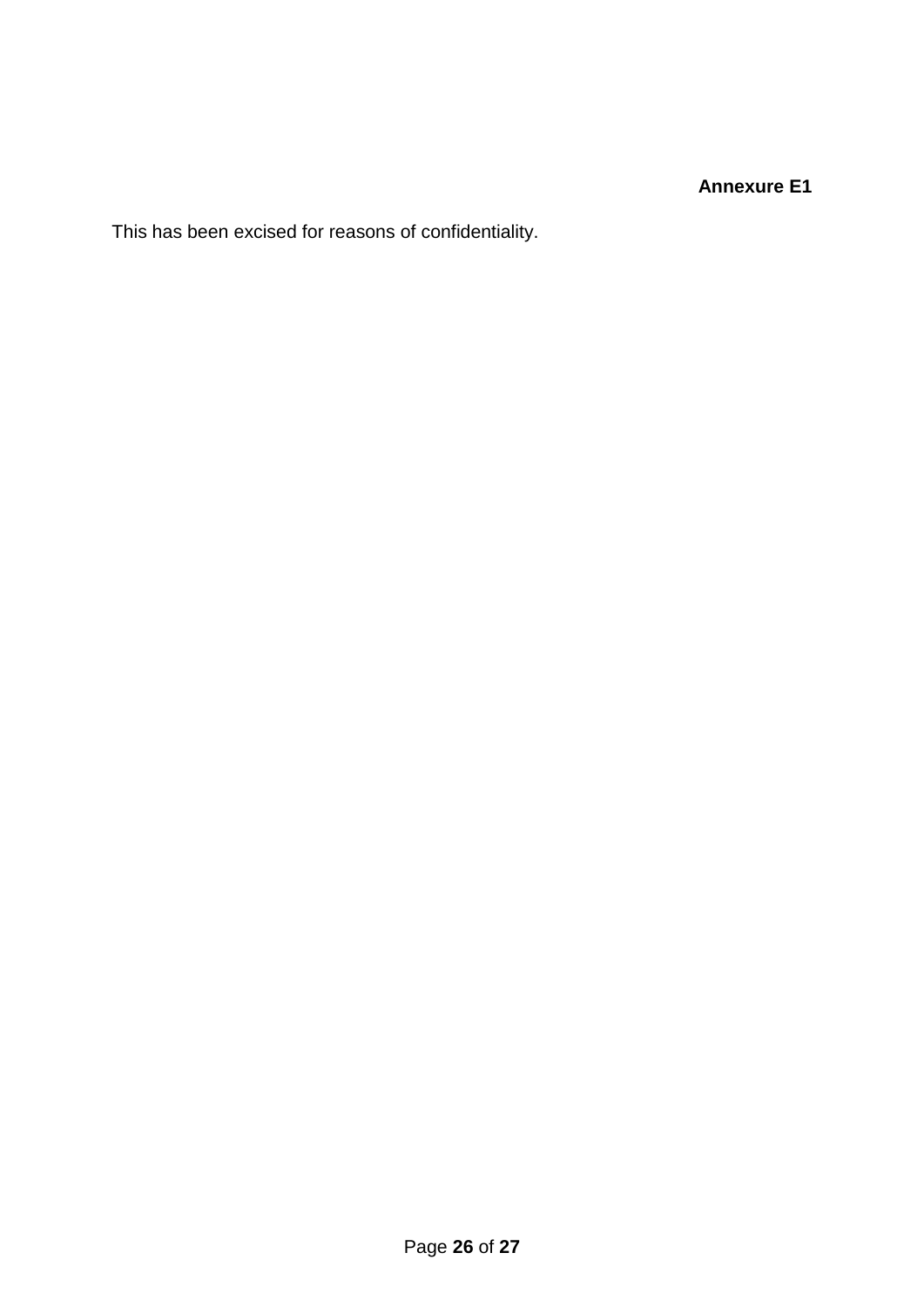**Annexure E1**

This has been excised for reasons of confidentiality.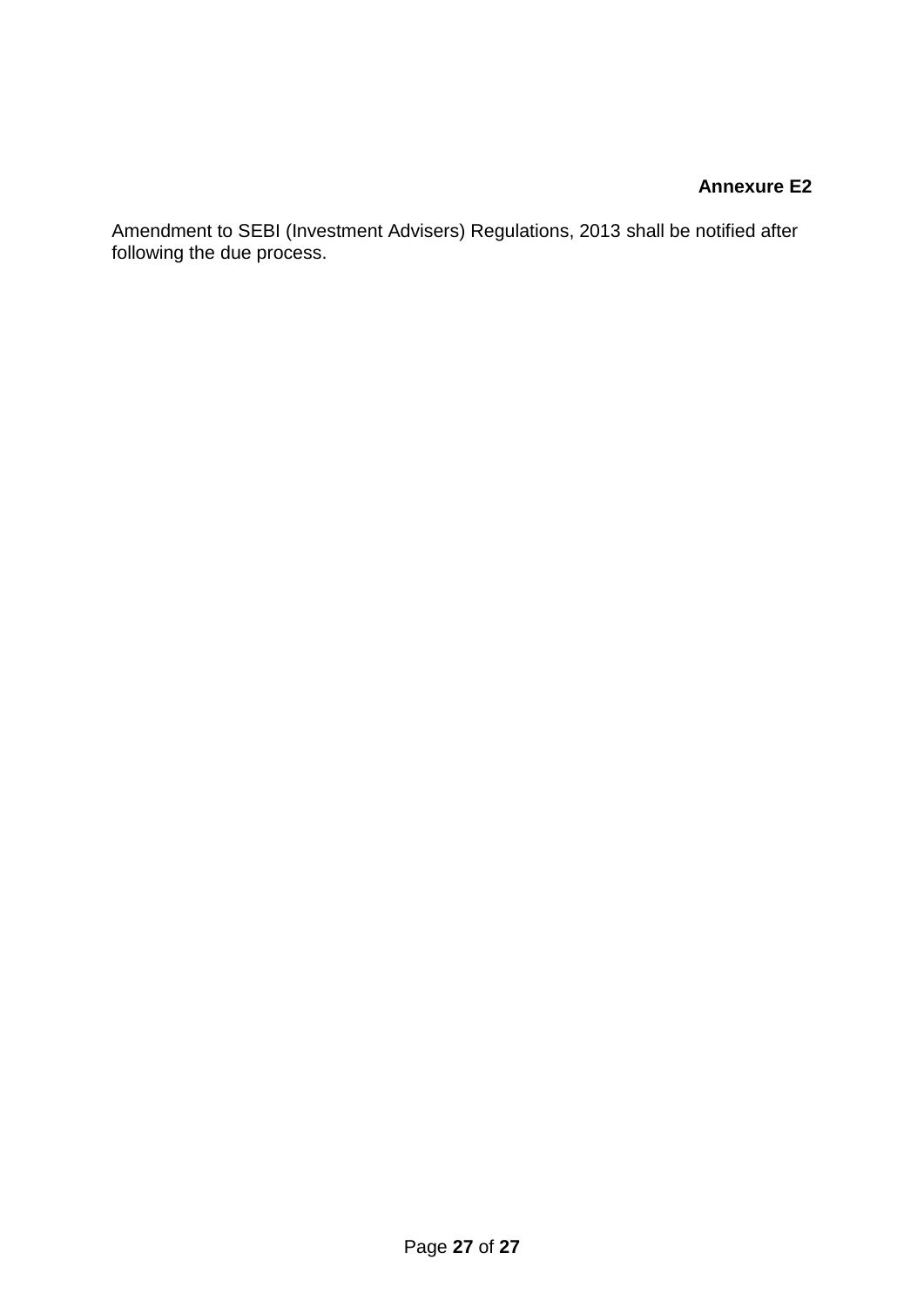**Annexure E2**

Amendment to SEBI (Investment Advisers) Regulations, 2013 shall be notified after following the due process.